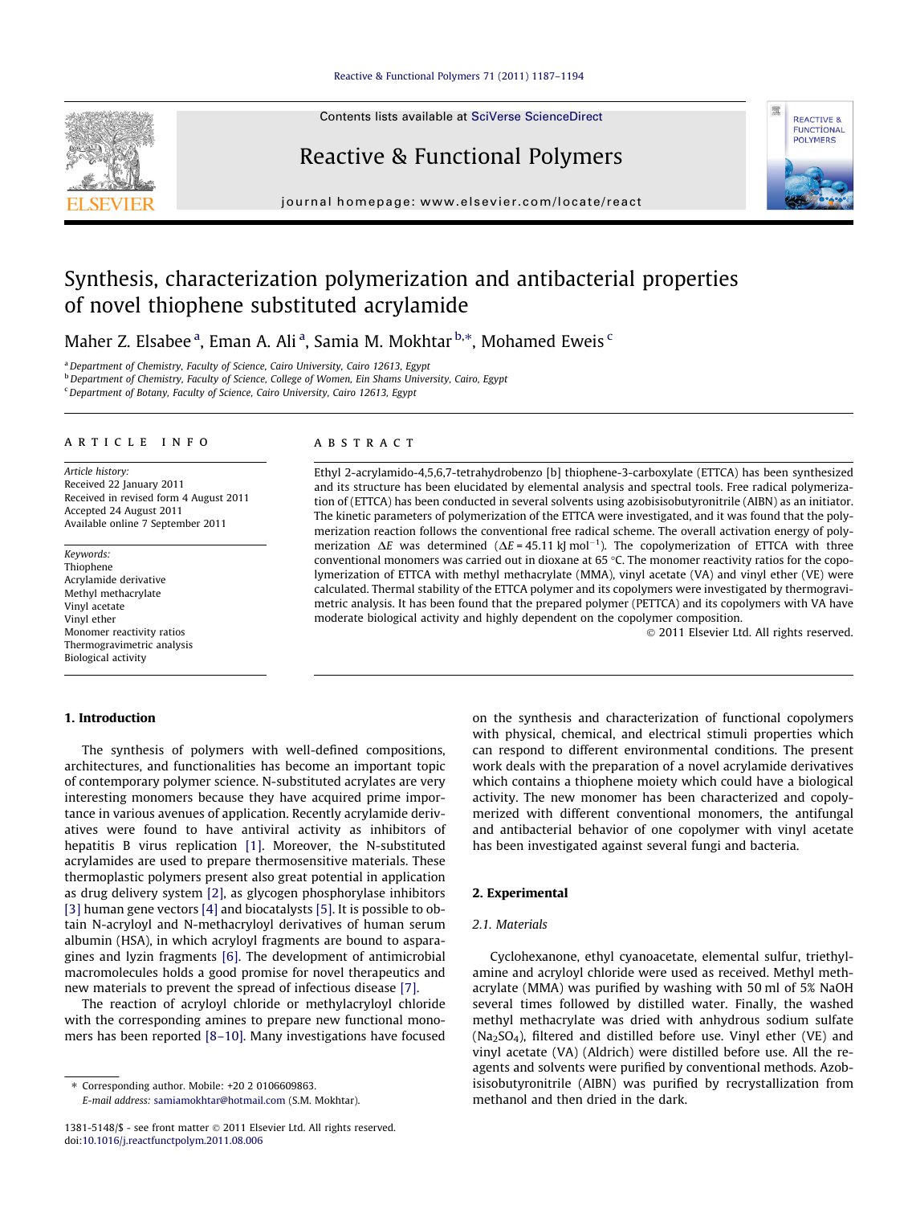# Synthesis, characterization polymerization and antibacterial properties of novel thiophene substituted acrylamide

Maher Z. Elsabee [a], Eman A. Ali [a], Samia M. Mokhtar [b,*], Mohamed Eweis [c]

[a] Department of Chemistry, Faculty of Science, Cairo University, Cairo 12613, Egypt
[b] Department of Chemistry, Faculty of Science, College of Women, Ein Shams University, Cairo, Egypt
[c] Department of Botany, Faculty of Science, Cairo University, Cairo 12613, Egypt

## ARTICLE INFO

*Article history:*
Received 22 January 2011
Received in revised form 4 August 2011
Accepted 24 August 2011
Available online 7 September 2011

*Keywords:*
Thiophene
Acrylamide derivative
Methyl methacrylate
Vinyl acetate
Vinyl ether
Monomer reactivity ratios
Thermogravimetric analysis
Biological activity

## ABSTRACT

Ethyl 2-acrylamido-4,5,6,7-tetrahydrobenzo [b] thiophene-3-carboxylate (ETTCA) has been synthesized and its structure has been elucidated by elemental analysis and spectral tools. Free radical polymerization of (ETTCA) has been conducted in several solvents using azobisisobutyronitrile (AIBN) as an initiator. The kinetic parameters of polymerization of the ETTCA were investigated, and it was found that the polymerization reaction follows the conventional free radical scheme. The overall activation energy of polymerization $\Delta E$ was determined ($\Delta E$ = 45.11 kJ mol$^{-1}$). The copolymerization of ETTCA with three conventional monomers was carried out in dioxane at 65 °C. The monomer reactivity ratios for the copolymerization of ETTCA with methyl methacrylate (MMA), vinyl acetate (VA) and vinyl ether (VE) were calculated. Thermal stability of the ETTCA polymer and its copolymers were investigated by thermogravimetric analysis. It has been found that the prepared polymer (PETTCA) and its copolymers with VA have moderate biological activity and highly dependent on the copolymer composition.

© 2011 Elsevier Ltd. All rights reserved.

## 1. Introduction

The synthesis of polymers with well-defined compositions, architectures, and functionalities has become an important topic of contemporary polymer science. N-substituted acrylates are very interesting monomers because they have acquired prime importance in various avenues of application. Recently acrylamide derivatives were found to have antiviral activity as inhibitors of hepatitis B virus replication [1]. Moreover, the N-substituted acrylamides are used to prepare thermosensitive materials. These thermoplastic polymers present also great potential in application as drug delivery system [2], as glycogen phosphorylase inhibitors [3] human gene vectors [4] and biocatalysts [5]. It is possible to obtain N-acryloyl and N-methacryloyl derivatives of human serum albumin (HSA), in which acryloyl fragments are bound to asparagines and lyzin fragments [6]. The development of antimicrobial macromolecules holds a good promise for novel therapeutics and new materials to prevent the spread of infectious disease [7].

The reaction of acryloyl chloride or methylacryloyl chloride with the corresponding amines to prepare new functional monomers has been reported [8–10]. Many investigations have focused on the synthesis and characterization of functional copolymers with physical, chemical, and electrical stimuli properties which can respond to different environmental conditions. The present work deals with the preparation of a novel acrylamide derivatives which contains a thiophene moiety which could have a biological activity. The new monomer has been characterized and copolymerized with different conventional monomers, the antifungal and antibacterial behavior of one copolymer with vinyl acetate has been investigated against several fungi and bacteria.

## 2. Experimental

### 2.1. Materials

Cyclohexanone, ethyl cyanoacetate, elemental sulfur, triethylamine and acryloyl chloride were used as received. Methyl methacrylate (MMA) was purified by washing with 50 ml of 5% NaOH several times followed by distilled water. Finally, the washed methyl methacrylate was dried with anhydrous sodium sulfate ($Na_2SO_4$), filtered and distilled before use. Vinyl ether (VE) and vinyl acetate (VA) (Aldrich) were distilled before use. All the reagents and solvents were purified by conventional methods. Azobisisobutyronitrile (AIBN) was purified by recrystallization from methanol and then dried in the dark.

* Corresponding author. Mobile: +20 2 0106609863.
E-mail address: samiamokhtar@hotmail.com (S.M. Mokhtar).

1381-5148/$ - see front matter © 2011 Elsevier Ltd. All rights reserved.
doi:10.1016/j.reactfunctpolym.2011.08.006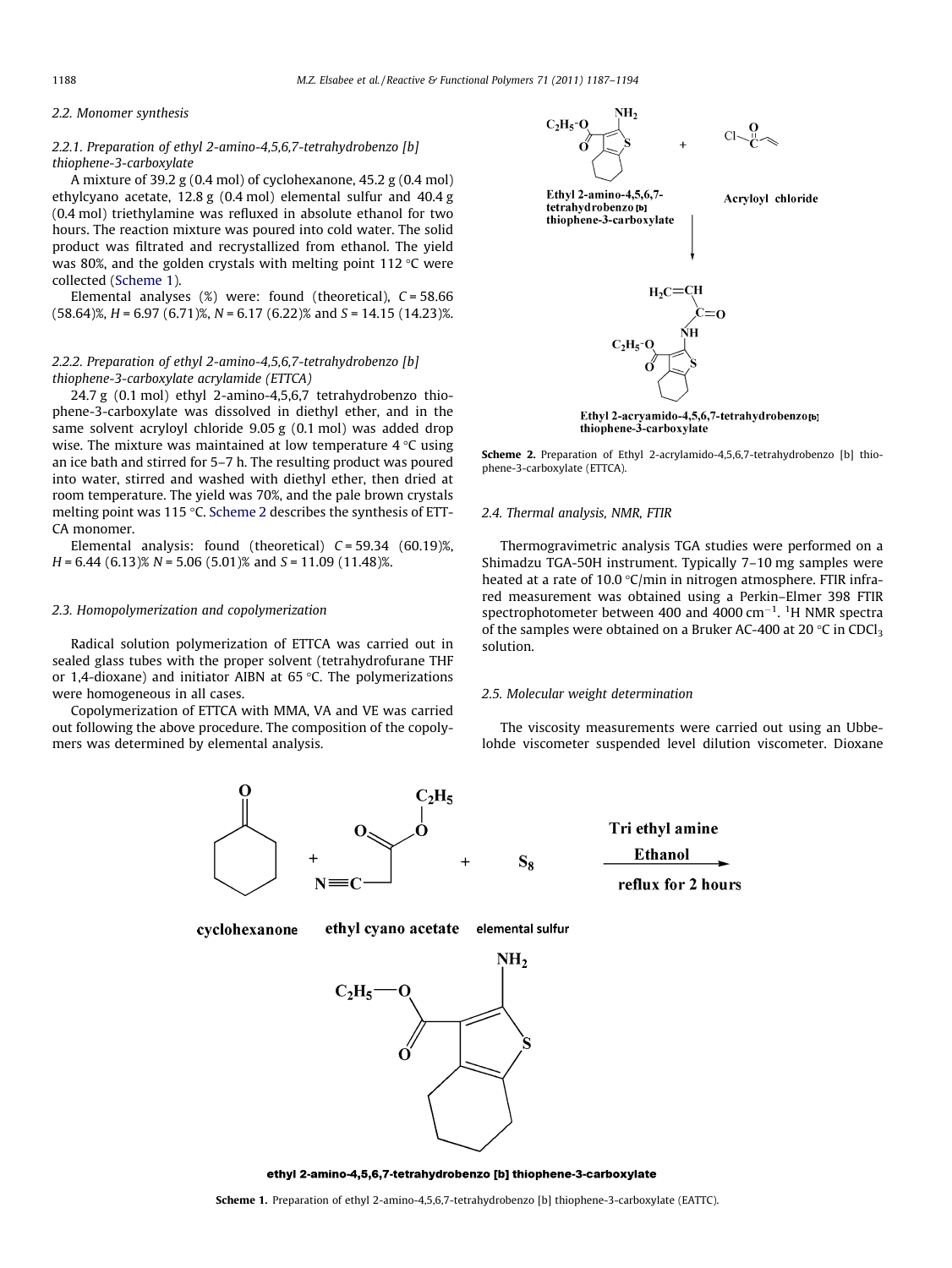### 2.2. Monomer synthesis

#### 2.2.1. Preparation of ethyl 2-amino-4,5,6,7-tetrahydrobenzo [b] thiophene-3-carboxylate

A mixture of 39.2 g (0.4 mol) of cyclohexanone, 45.2 g (0.4 mol) ethylcyano acetate, 12.8 g (0.4 mol) elemental sulfur and 40.4 g (0.4 mol) triethylamine was refluxed in absolute ethanol for two hours. The reaction mixture was poured into cold water. The solid product was filtrated and recrystallized from ethanol. The yield was 80%, and the golden crystals with melting point 112 °C were collected (Scheme 1).

Elemental analyses (%) were: found (theoretical), $C = 58.66$ (58.64)%, $H = 6.97$ (6.71)%, $N = 6.17$ (6.22)% and $S = 14.15$ (14.23)%.

#### 2.2.2. Preparation of ethyl 2-amino-4,5,6,7-tetrahydrobenzo [b] thiophene-3-carboxylate acrylamide (ETTCA)

24.7 g (0.1 mol) ethyl 2-amino-4,5,6,7 tetrahydrobenzo thiophene-3-carboxylate was dissolved in diethyl ether, and in the same solvent acryloyl chloride 9.05 g (0.1 mol) was added drop wise. The mixture was maintained at low temperature 4 °C using an ice bath and stirred for 5–7 h. The resulting product was poured into water, stirred and washed with diethyl ether, then dried at room temperature. The yield was 70%, and the pale brown crystals melting point was 115 °C. Scheme 2 describes the synthesis of ETTCA monomer.

Elemental analysis: found (theoretical) $C = 59.34$ (60.19)%, $H = 6.44$ (6.13)% $N = 5.06$ (5.01)% and $S = 11.09$ (11.48)%.

### 2.3. Homopolymerization and copolymerization

Radical solution polymerization of ETTCA was carried out in sealed glass tubes with the proper solvent (tetrahydrofurane THF or 1,4-dioxane) and initiator AIBN at 65 °C. The polymerizations were homogeneous in all cases.

Copolymerization of ETTCA with MMA, VA and VE was carried out following the above procedure. The composition of the copolymers was determined by elemental analysis.

Ethyl 2-amino-4,5,6,7-tetrahydrobenzo [b] thiophene-3-carboxylate + Acryloyl chloride → Ethyl 2-acryamido-4,5,6,7-tetrahydrobenzo [b] thiophene-3-carboxylate

**Scheme 2.** Preparation of Ethyl 2-acrylamido-4,5,6,7-tetrahydrobenzo [b] thiophene-3-carboxylate (ETTCA).

### 2.4. Thermal analysis, NMR, FTIR

Thermogravimetric analysis TGA studies were performed on a Shimadzu TGA-50H instrument. Typically 7–10 mg samples were heated at a rate of 10.0 °C/min in nitrogen atmosphere. FTIR infrared measurement was obtained using a Perkin–Elmer 398 FTIR spectrophotometer between 400 and 4000 $cm^{-1}$. $^1H$ NMR spectra of the samples were obtained on a Bruker AC-400 at 20 °C in $CDCl_3$ solution.

### 2.5. Molecular weight determination

The viscosity measurements were carried out using an Ubbelohde viscometer suspended level dilution viscometer. Dioxane

cyclohexanone + ethyl cyano acetate + elemental sulfur ($S_8$) → (Tri ethyl amine, Ethanol, reflux for 2 hours) → ethyl 2-amino-4,5,6,7-tetrahydrobenzo [b] thiophene-3-carboxylate

**Scheme 1.** Preparation of ethyl 2-amino-4,5,6,7-tetrahydrobenzo [b] thiophene-3-carboxylate (EATTC).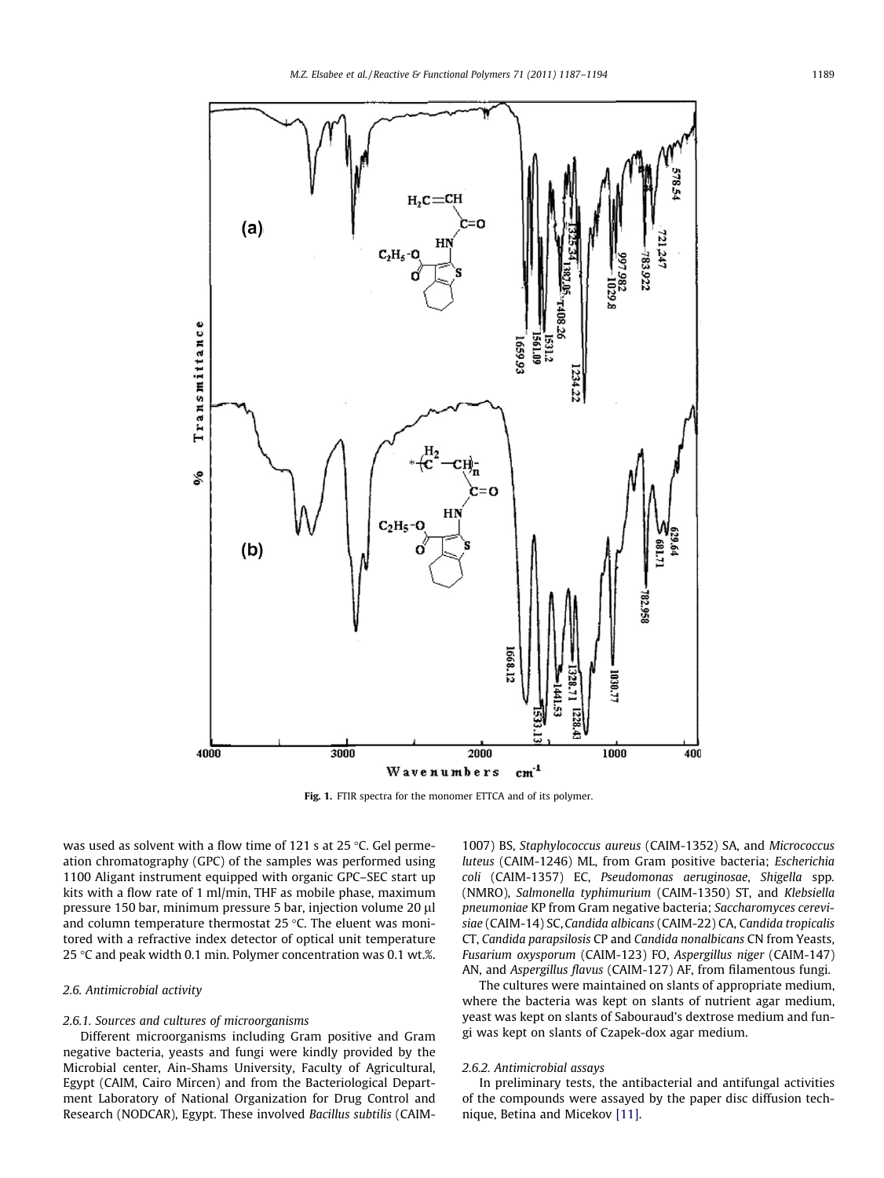(a)

(b)

% Transmittance

Wavenumbers cm⁻¹

4000

3000

2000

1000

400

1659.93

1561.09

1531.2

1408.26

1387.05

1325.34

1234.22

1029.8

997.982

783.922

721.247

578.54

1668.12

1533.13

1441.53

1328.71

1228.43

1030.77

782.958

681.71

629.64

Fig. 1. FTIR spectra for the monomer ETTCA and of its polymer.

was used as solvent with a flow time of 121 s at 25 °C. Gel permeation chromatography (GPC) of the samples was performed using 1100 Aligant instrument equipped with organic GPC–SEC start up kits with a flow rate of 1 ml/min, THF as mobile phase, maximum pressure 150 bar, minimum pressure 5 bar, injection volume 20 μl and column temperature thermostat 25 °C. The eluent was monitored with a refractive index detector of optical unit temperature 25 °C and peak width 0.1 min. Polymer concentration was 0.1 wt.%.

### 2.6. Antimicrobial activity

#### 2.6.1. Sources and cultures of microorganisms

Different microorganisms including Gram positive and Gram negative bacteria, yeasts and fungi were kindly provided by the Microbial center, Ain-Shams University, Faculty of Agricultural, Egypt (CAIM, Cairo Mircen) and from the Bacteriological Department Laboratory of National Organization for Drug Control and Research (NODCAR), Egypt. These involved *Bacillus subtilis* (CAIM-1007) BS, *Staphylococcus aureus* (CAIM-1352) SA, and *Micrococcus luteus* (CAIM-1246) ML, from Gram positive bacteria; *Escherichia coli* (CAIM-1357) EC, *Pseudomonas aeruginosae*, *Shigella* spp. (NMRO), *Salmonella typhimurium* (CAIM-1350) ST, and *Klebsiella pneumoniae* KP from Gram negative bacteria; *Saccharomyces cerevisiae* (CAIM-14) SC, *Candida albicans* (CAIM-22) CA, *Candida tropicalis* CT, *Candida parapsilosis* CP and *Candida nonalbicans* CN from Yeasts, *Fusarium oxysporum* (CAIM-123) FO, *Aspergillus niger* (CAIM-147) AN, and *Aspergillus flavus* (CAIM-127) AF, from filamentous fungi.

The cultures were maintained on slants of appropriate medium, where the bacteria was kept on slants of nutrient agar medium, yeast was kept on slants of Sabouraud's dextrose medium and fungi was kept on slants of Czapek-dox agar medium.

#### 2.6.2. Antimicrobial assays

In preliminary tests, the antibacterial and antifungal activities of the compounds were assayed by the paper disc diffusion technique, Betina and Micekov [11].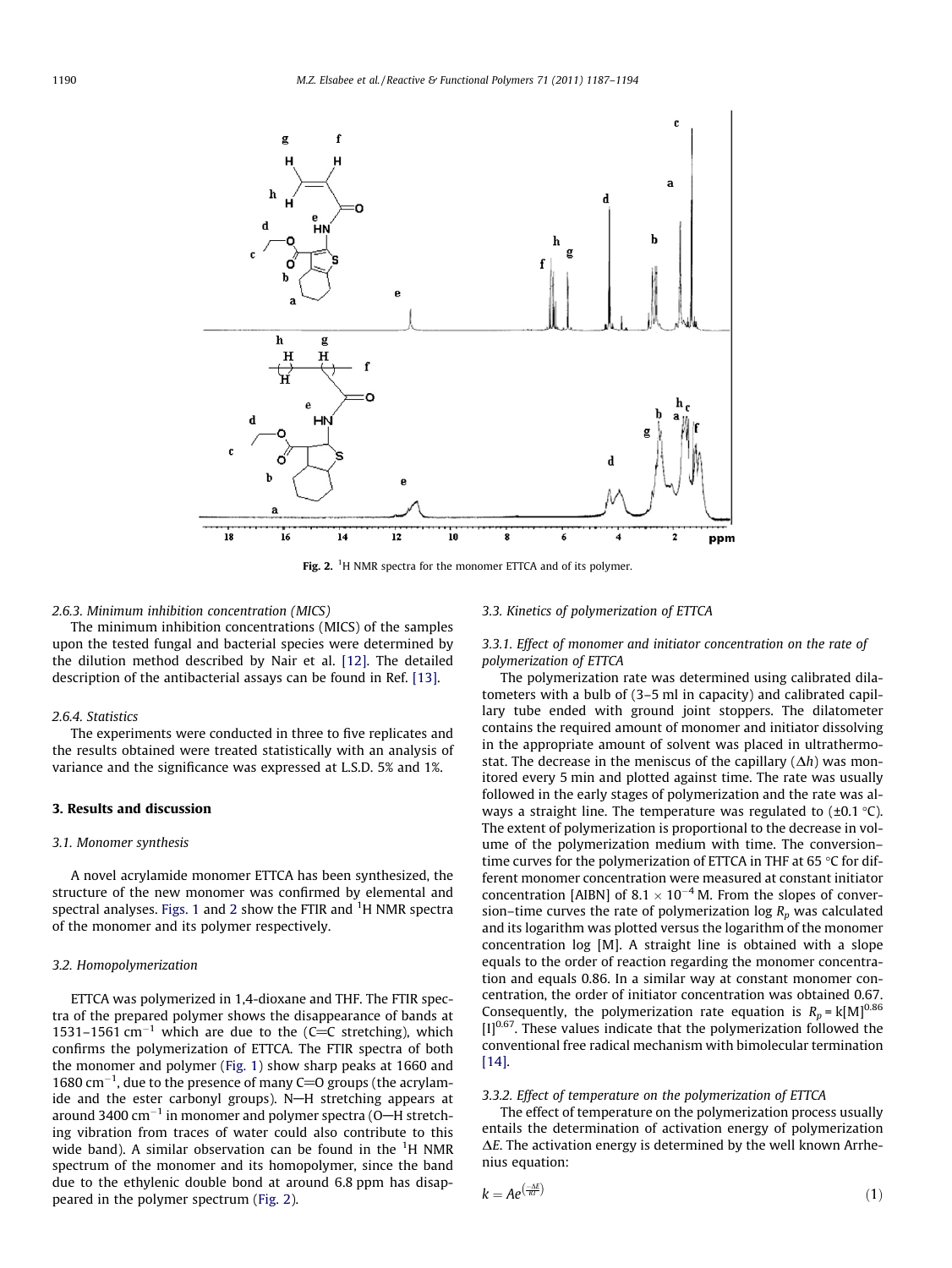Fig. 2. $^{1}$H NMR spectra for the monomer ETTCA and of its polymer.

#### 2.6.3. Minimum inhibition concentration (MICS)

The minimum inhibition concentrations (MICS) of the samples upon the tested fungal and bacterial species were determined by the dilution method described by Nair et al. [12]. The detailed description of the antibacterial assays can be found in Ref. [13].

#### 2.6.4. Statistics

The experiments were conducted in three to five replicates and the results obtained were treated statistically with an analysis of variance and the significance was expressed at L.S.D. 5% and 1%.

## 3. Results and discussion

### 3.1. Monomer synthesis

A novel acrylamide monomer ETTCA has been synthesized, the structure of the new monomer was confirmed by elemental and spectral analyses. Figs. 1 and 2 show the FTIR and $^{1}$H NMR spectra of the monomer and its polymer respectively.

### 3.2. Homopolymerization

ETTCA was polymerized in 1,4-dioxane and THF. The FTIR spectra of the prepared polymer shows the disappearance of bands at 1531–1561 $cm^{-1}$ which are due to the (C=C stretching), which confirms the polymerization of ETTCA. The FTIR spectra of both the monomer and polymer (Fig. 1) show sharp peaks at 1660 and 1680 $cm^{-1}$, due to the presence of many C=O groups (the acrylamide and the ester carbonyl groups). N—H stretching appears at around 3400 $cm^{-1}$ in monomer and polymer spectra (O—H stretching vibration from traces of water could also contribute to this wide band). A similar observation can be found in the $^{1}$H NMR spectrum of the monomer and its homopolymer, since the band due to the ethylenic double bond at around 6.8 ppm has disappeared in the polymer spectrum (Fig. 2).

### 3.3. Kinetics of polymerization of ETTCA

#### 3.3.1. Effect of monomer and initiator concentration on the rate of polymerization of ETTCA

The polymerization rate was determined using calibrated dilatometers with a bulb of (3–5 ml in capacity) and calibrated capillary tube ended with ground joint stoppers. The dilatometer contains the required amount of monomer and initiator dissolving in the appropriate amount of solvent was placed in ultrathermostat. The decrease in the meniscus of the capillary ($\Delta h$) was monitored every 5 min and plotted against time. The rate was usually followed in the early stages of polymerization and the rate was always a straight line. The temperature was regulated to (±0.1 °C). The extent of polymerization is proportional to the decrease in volume of the polymerization medium with time. The conversion–time curves for the polymerization of ETTCA in THF at 65 °C for different monomer concentration were measured at constant initiator concentration [AIBN] of $8.1 \times 10^{-4}$ M. From the slopes of conversion–time curves the rate of polymerization log $R_p$ was calculated and its logarithm was plotted versus the logarithm of the monomer concentration log [M]. A straight line is obtained with a slope equals to the order of reaction regarding the monomer concentration and equals 0.86. In a similar way at constant monomer concentration, the order of initiator concentration was obtained 0.67. Consequently, the polymerization rate equation is $R_p = k[M]^{0.86}[I]^{0.67}$. These values indicate that the polymerization followed the conventional free radical mechanism with bimolecular termination [14].

#### 3.3.2. Effect of temperature on the polymerization of ETTCA

The effect of temperature on the polymerization process usually entails the determination of activation energy of polymerization $\Delta E$. The activation energy is determined by the well known Arrhenius equation:

$$k = Ae^{\left(\frac{-\Delta E}{RT}\right)} \tag{1}$$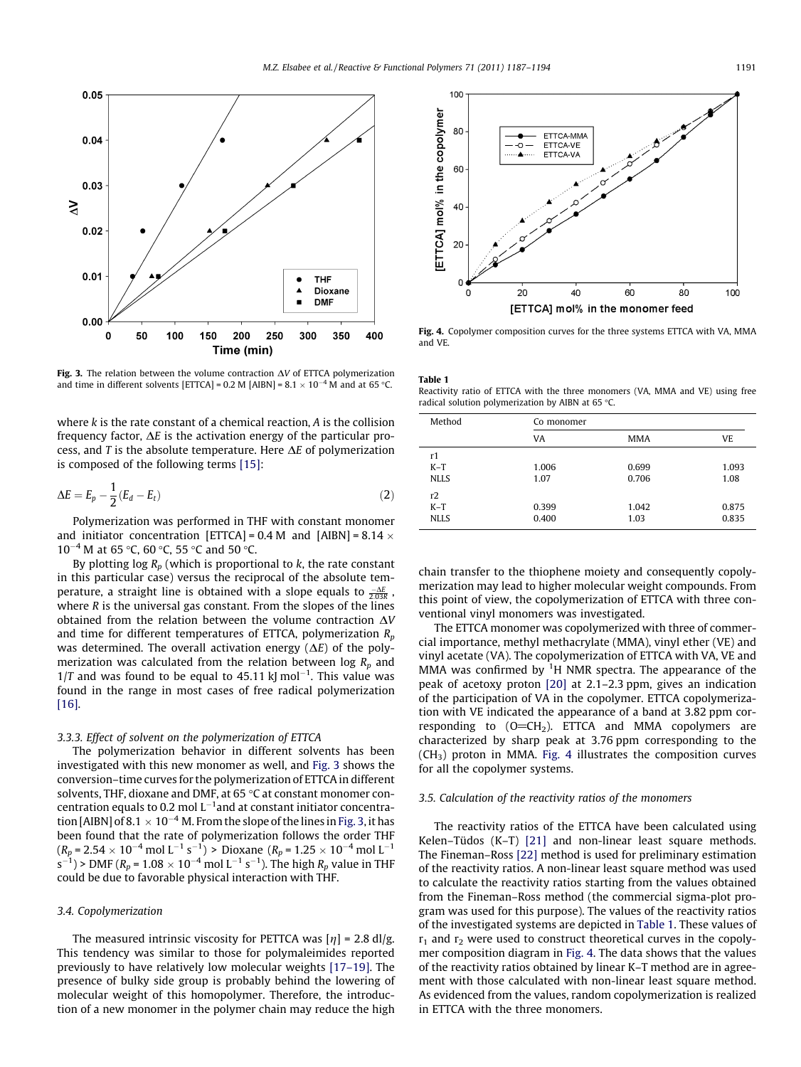0.05
0.04
0.03
0.02
0.01
0.00
ΔV
0 50 100 150 200 250 300 350 400
Time (min)
THF
Dioxane
DMF

**Fig. 3.** The relation between the volume contraction $\Delta V$ of ETTCA polymerization and time in different solvents [ETTCA] = 0.2 M [AIBN] = $8.1 \times 10^{-4}$ M and at 65 °C.

where $k$ is the rate constant of a chemical reaction, $A$ is the collision frequency factor, $\Delta E$ is the activation energy of the particular process, and $T$ is the absolute temperature. Here $\Delta E$ of polymerization is composed of the following terms [15]:

$$\Delta E = E_p - \frac{1}{2}(E_d - E_t) \tag{2}$$

Polymerization was performed in THF with constant monomer and initiator concentration [ETTCA] = 0.4 M and [AIBN] = $8.14 \times 10^{-4}$ M at 65 °C, 60 °C, 55 °C and 50 °C.

By plotting log $R_p$ (which is proportional to $k$, the rate constant in this particular case) versus the reciprocal of the absolute temperature, a straight line is obtained with a slope equals to $\frac{-\Delta E}{2.03R}$, where $R$ is the universal gas constant. From the slopes of the lines obtained from the relation between the volume contraction $\Delta V$ and time for different temperatures of ETTCA, polymerization $R_p$ was determined. The overall activation energy ($\Delta E$) of the polymerization was calculated from the relation between log $R_p$ and $1/T$ and was found to be equal to 45.11 kJ mol$^{-1}$. This value was found in the range in most cases of free radical polymerization [16].

### 3.3.3. Effect of solvent on the polymerization of ETTCA

The polymerization behavior in different solvents has been investigated with this new monomer as well, and Fig. 3 shows the conversion–time curves for the polymerization of ETTCA in different solvents, THF, dioxane and DMF, at 65 °C at constant monomer concentration equals to 0.2 mol L$^{-1}$and at constant initiator concentration [AIBN] of $8.1 \times 10^{-4}$ M. From the slope of the lines in Fig. 3, it has been found that the rate of polymerization follows the order THF ($R_p = 2.54 \times 10^{-4}$ mol L$^{-1}$ s$^{-1}$) > Dioxane ($R_p = 1.25 \times 10^{-4}$ mol L$^{-1}$ s$^{-1}$) > DMF ($R_p = 1.08 \times 10^{-4}$ mol L$^{-1}$ s$^{-1}$). The high $R_p$ value in THF could be due to favorable physical interaction with THF.

## 3.4. Copolymerization

The measured intrinsic viscosity for PETTCA was $[\eta]$ = 2.8 dl/g. This tendency was similar to those for polymaleimides reported previously to have relatively low molecular weights [17–19]. The presence of bulky side group is probably behind the lowering of molecular weight of this homopolymer. Therefore, the introduction of a new monomer in the polymer chain may reduce the high chain transfer to the thiophene moiety and consequently copolymerization may lead to higher molecular weight compounds. From this point of view, the copolymerization of ETTCA with three conventional vinyl monomers was investigated.

[ETTCA] mol% in the copolymer
[ETTCA] mol% in the monomer feed
0 20 40 60 80 100
ETTCA-MMA
ETTCA-VE
ETTCA-VA

**Fig. 4.** Copolymer composition curves for the three systems ETTCA with VA, MMA and VE.

**Table 1**
Reactivity ratio of ETTCA with the three monomers (VA, MMA and VE) using free radical solution polymerization by AIBN at 65 °C.

| Method | Co monomer | | |
|---|---|---|---|
| | VA | MMA | VE |
| r1 | | | |
| K–T | 1.006 | 0.699 | 1.093 |
| NLLS | 1.07 | 0.706 | 1.08 |
| r2 | | | |
| K–T | 0.399 | 1.042 | 0.875 |
| NLLS | 0.400 | 1.03 | 0.835 |

The ETTCA monomer was copolymerized with three of commercial importance, methyl methacrylate (MMA), vinyl ether (VE) and vinyl acetate (VA). The copolymerization of ETTCA with VA, VE and MMA was confirmed by $^1$H NMR spectra. The appearance of the peak of acetoxy proton [20] at 2.1–2.3 ppm, gives an indication of the participation of VA in the copolymer. ETTCA copolymerization with VE indicated the appearance of a band at 3.82 ppm corresponding to (O$=$CH$_2$). ETTCA and MMA copolymers are characterized by sharp peak at 3.76 ppm corresponding to the (CH$_3$) proton in MMA. Fig. 4 illustrates the composition curves for all the copolymer systems.

## 3.5. Calculation of the reactivity ratios of the monomers

The reactivity ratios of the ETTCA have been calculated using Kelen–Tüdos (K–T) [21] and non-linear least square methods. The Fineman–Ross [22] method is used for preliminary estimation of the reactivity ratios. A non-linear least square method was used to calculate the reactivity ratios starting from the values obtained from the Fineman–Ross method (the commercial sigma-plot program was used for this purpose). The values of the reactivity ratios of the investigated systems are depicted in Table 1. These values of $r_1$ and $r_2$ were used to construct theoretical curves in the copolymer composition diagram in Fig. 4. The data shows that the values of the reactivity ratios obtained by linear K–T method are in agreement with those calculated with non-linear least square method. As evidenced from the values, random copolymerization is realized in ETTCA with the three monomers.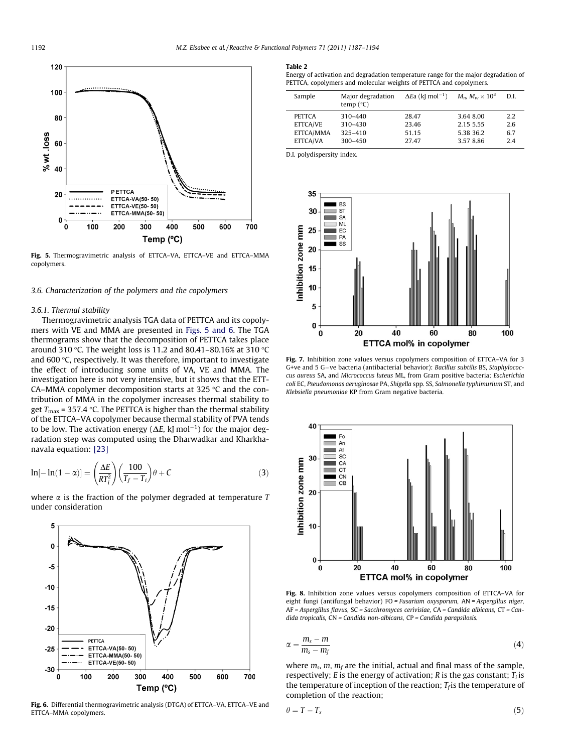120
100
80
60
40
20
0
% wt .loss
0 100 200 300 400 500 600 700
Temp (ºC)
PETTCA
ETTCA-VA(50- 50)
ETTCA-VE(50- 50)
ETTCA-MMA(50- 50)

Fig. 5. Thermogravimetric analysis of ETTCA–VA, ETTCA–VE and ETTCA–MMA copolymers.

### 3.6. Characterization of the polymers and the copolymers

#### 3.6.1. Thermal stability

Thermogravimetric analysis TGA data of PETTCA and its copolymers with VE and MMA are presented in Figs. 5 and 6. The TGA thermograms show that the decomposition of PETTCA takes place around 310 °C. The weight loss is 11.2 and 80.41–80.16% at 310 °C and 600 °C, respectively. It was therefore, important to investigate the effect of introducing some units of VA, VE and MMA. The investigation here is not very intensive, but it shows that the ETTCA–MMA copolymer decomposition starts at 325 °C and the contribution of MMA in the copolymer increases thermal stability to get $T_{max}$ = 357.4 °C. The PETTCA is higher than the thermal stability of the ETTCA–VA copolymer because thermal stability of PVA tends to be low. The activation energy ($\Delta E$, kJ mol$^{-1}$) for the major degradation step was computed using the Dharwadkar and Kharkhanavala equation: [23]

$$\ln[-\ln(1-\alpha)] = \left(\frac{\Delta E}{RT_i^2}\right)\left(\frac{100}{T_f - T_i}\right)\theta + C \quad (3)$$

where $\alpha$ is the fraction of the polymer degraded at temperature $T$ under consideration

5
0
-5
-10
-15
-20
-25
-30
0 100 200 300 400 500 600 700
Temp (ºC)
PETTCA
ETTCA-VA(50- 50)
ETTCA-MMA(50- 50)
ETTCA-VE(50- 50)

Fig. 6. Differential thermogravimetric analysis (DTGA) of ETTCA–VA, ETTCA–VE and ETTCA–MMA copolymers.

**Table 2**
Energy of activation and degradation temperature range for the major degradation of PETTCA, copolymers and molecular weights of PETTCA and copolymers.

| Sample | Major degradation temp (°C) | $\Delta Ea$ (kJ mol$^{-1}$) | $M_n$, $M_w \times 10^3$ | D.I. |
|---|---|---|---|---|
| PETTCA | 310–440 | 28.47 | 3.64 8.00 | 2.2 |
| ETTCA/VE | 310–430 | 23.46 | 2.15 5.55 | 2.6 |
| ETTCA/MMA | 325–410 | 51.15 | 5.38 36.2 | 6.7 |
| ETTCA/VA | 300–450 | 27.47 | 3.57 8.86 | 2.4 |

D.I. polydispersity index.

35
30
25
20
15
10
5
0
Inhibition zone mm
0 20 40 60 80 100
ETTCA mol% in copolymer
BS
ST
SA
ML
EC
PA
SS

Fig. 7. Inhibition zone values versus copolymers composition of ETTCA–VA for 3 G+ve and 5 G−ve bacteria (antibacterial behavior): *Bacillus subtilis* BS, *Staphylococcus aureus* SA, and *Micrococcus luteus* ML, from Gram positive bacteria; *Escherichia coli* EC, *Pseudomonas aeruginosae* PA, *Shigella* spp. SS, *Salmonella typhimurium* ST, and *Klebsiella pneumoniae* KP from Gram negative bacteria.

40
30
20
10
0
Inhibition zone mm
0 20 40 60 80 100
ETTCA mol% in copolymer
Fo
An
Af
SC
CA
CT
CN
CB

Fig. 8. Inhibition zone values versus copolymers composition of ETTCA–VA for eight fungi (antifungal behavior) FO = *Fusariam oxysporum*, AN = *Aspergillus niger*, AF = *Aspergillus flavus*, SC = *Sacchromyces cerivisiae*, CA = *Candida albicans*, CT = *Candida tropicalis*, CN = *Candida non-albicans*, CP = *Candida parapsilosis*.

$$\alpha = \frac{m_s - m}{m_s - m_f} \quad (4)$$

where $m_s$, $m$, $m_f$ are the initial, actual and final mass of the sample, respectively; $E$ is the energy of activation; $R$ is the gas constant; $T_i$ is the temperature of inception of the reaction; $T_f$ is the temperature of completion of the reaction;

$$\theta = T - T_s \quad (5)$$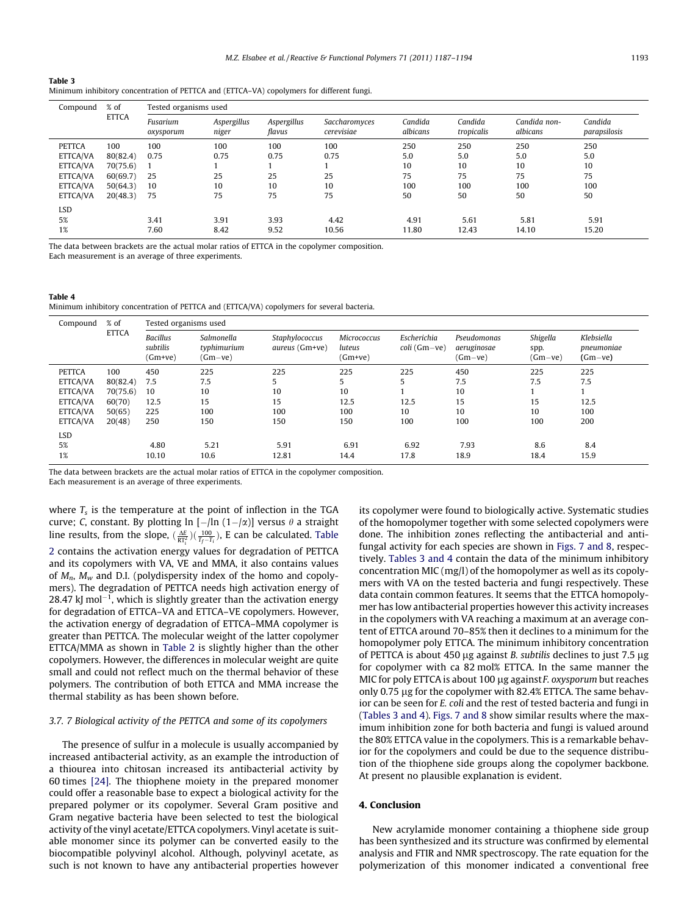**Table 3**
Minimum inhibitory concentration of PETTCA and (ETTCA–VA) copolymers for different fungi.

| Compound | % of ETTCA | Tested organisms used | | | | | | | |
|---|---|---|---|---|---|---|---|---|---|
| | | *Fusarium oxysporum* | *Aspergillus niger* | *Aspergillus flavus* | *Saccharomyces cerevisiae* | *Candida albicans* | *Candida tropicalis* | *Candida non-albicans* | *Candida parapsilosis* |
| PETTCA | 100 | 100 | 100 | 100 | 100 | 250 | 250 | 250 | 250 |
| ETTCA/VA | 80(82.4) | 0.75 | 0.75 | 0.75 | 0.75 | 5.0 | 5.0 | 5.0 | 5.0 |
| ETTCA/VA | 70(75.6) | 1 | 1 | 1 | 1 | 10 | 10 | 10 | 10 |
| ETTCA/VA | 60(69.7) | 25 | 25 | 25 | 25 | 75 | 75 | 75 | 75 |
| ETTCA/VA | 50(64.3) | 10 | 10 | 10 | 10 | 100 | 100 | 100 | 100 |
| ETTCA/VA | 20(48.3) | 75 | 75 | 75 | 75 | 50 | 50 | 50 | 50 |
| LSD | | | | | | | | | |
| 5% | | 3.41 | 3.91 | 3.93 | 4.42 | 4.91 | 5.61 | 5.81 | 5.91 |
| 1% | | 7.60 | 8.42 | 9.52 | 10.56 | 11.80 | 12.43 | 14.10 | 15.20 |

The data between brackets are the actual molar ratios of ETTCA in the copolymer composition.
Each measurement is an average of three experiments.

**Table 4**
Minimum inhibitory concentration of PETTCA and (ETTCA/VA) copolymers for several bacteria.

| Compound | % of ETTCA | Tested organisms used | | | | | | | |
|---|---|---|---|---|---|---|---|---|---|
| | | *Bacillus subtilis* (Gm+ve) | *Salmonella typhimurium* (Gm−ve) | *Staphylococcus aureus* (Gm+ve) | *Micrococcus luteus* (Gm+ve) | *Escherichia coli* (Gm−ve) | *Pseudomonas aeruginosae* (Gm−ve) | *Shigella* spp. (Gm−ve) | *Klebsiella pneumoniae* (Gm−ve) |
| PETTCA | 100 | 450 | 225 | 225 | 225 | 225 | 450 | 225 | 225 |
| ETTCA/VA | 80(82.4) | 7.5 | 7.5 | 5 | 5 | 5 | 7.5 | 7.5 | 7.5 |
| ETTCA/VA | 70(75.6) | 10 | 10 | 10 | 10 | 1 | 10 | 1 | 1 |
| ETTCA/VA | 60(70) | 12.5 | 15 | 15 | 12.5 | 12.5 | 15 | 15 | 12.5 |
| ETTCA/VA | 50(65) | 225 | 100 | 100 | 100 | 10 | 10 | 10 | 100 |
| ETTCA/VA | 20(48) | 250 | 150 | 150 | 150 | 100 | 100 | 100 | 200 |
| LSD | | | | | | | | | |
| 5% | | 4.80 | 5.21 | 5.91 | 6.91 | 6.92 | 7.93 | 8.6 | 8.4 |
| 1% | | 10.10 | 10.6 | 12.81 | 14.4 | 17.8 | 18.9 | 18.4 | 15.9 |

The data between brackets are the actual molar ratios of ETTCA in the copolymer composition.
Each measurement is an average of three experiments.

where $T_s$ is the temperature at the point of inflection in the TGA curve; *C*, constant. By plotting ln [−/ln (1−/α)] versus θ a straight line results, from the slope, $(\frac{\Delta E}{RT_s^2})(\frac{100}{T_f - T_i})$, E can be calculated. Table 2 contains the activation energy values for degradation of PETTCA and its copolymers with VA, VE and MMA, it also contains values of $M_n$, $M_w$ and D.I. (polydispersity index of the homo and copolymers). The degradation of PETTCA needs high activation energy of 28.47 kJ mol$^{-1}$, which is slightly greater than the activation energy for degradation of ETTCA–VA and ETTCA–VE copolymers. However, the activation energy of degradation of ETTCA–MMA copolymer is greater than PETTCA. The molecular weight of the latter copolymer ETTCA/MMA as shown in Table 2 is slightly higher than the other copolymers. However, the differences in molecular weight are quite small and could not reflect much on the thermal behavior of these polymers. The contribution of both ETTCA and MMA increase the thermal stability as has been shown before.

### 3.7. 7 Biological activity of the PETTCA and some of its copolymers

The presence of sulfur in a molecule is usually accompanied by increased antibacterial activity, as an example the introduction of a thiourea into chitosan increased its antibacterial activity by 60 times [24]. The thiophene moiety in the prepared monomer could offer a reasonable base to expect a biological activity for the prepared polymer or its copolymer. Several Gram positive and Gram negative bacteria have been selected to test the biological activity of the vinyl acetate/ETTCA copolymers. Vinyl acetate is suitable monomer since its polymer can be converted easily to the biocompatible polyvinyl alcohol. Although, polyvinyl acetate, as such is not known to have any antibacterial properties however its copolymer were found to biologically active. Systematic studies of the homopolymer together with some selected copolymers were done. The inhibition zones reflecting the antibacterial and antifungal activity for each species are shown in Figs. 7 and 8, respectively. Tables 3 and 4 contain the data of the minimum inhibitory concentration MIC (mg/l) of the homopolymer as well as its copolymers with VA on the tested bacteria and fungi respectively. These data contain common features. It seems that the ETTCA homopolymer has low antibacterial properties however this activity increases in the copolymers with VA reaching a maximum at an average content of ETTCA around 70–85% then it declines to a minimum for the homopolymer poly ETTCA. The minimum inhibitory concentration of PETTCA is about 450 μg against *B. subtilis* declines to just 7.5 μg for copolymer with ca 82 mol% ETTCA. In the same manner the MIC for poly ETTCA is about 100 μg against *F. oxysporum* but reaches only 0.75 μg for the copolymer with 82.4% ETTCA. The same behavior can be seen for *E. coli* and the rest of tested bacteria and fungi in (Tables 3 and 4). Figs. 7 and 8 show similar results where the maximum inhibition zone for both bacteria and fungi is valued around the 80% ETTCA value in the copolymers. This is a remarkable behavior for the copolymers and could be due to the sequence distribution of the thiophene side groups along the copolymer backbone. At present no plausible explanation is evident.

## 4. Conclusion

New acrylamide monomer containing a thiophene side group has been synthesized and its structure was confirmed by elemental analysis and FTIR and NMR spectroscopy. The rate equation for the polymerization of this monomer indicated a conventional free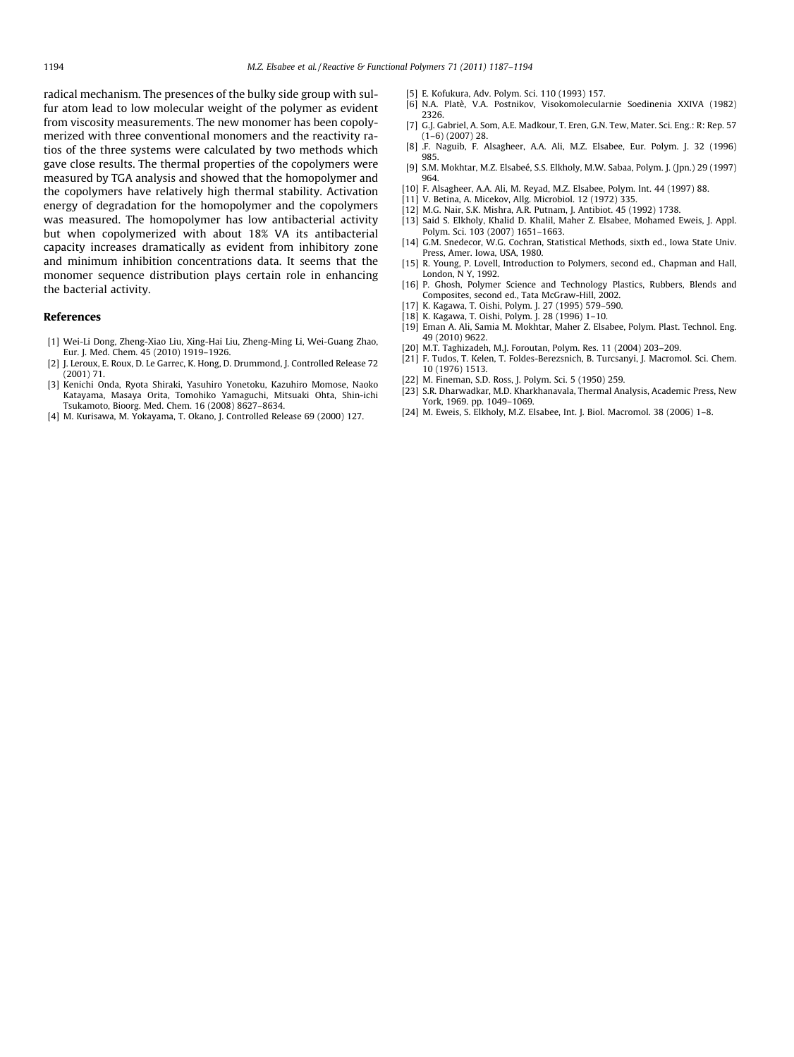radical mechanism. The presences of the bulky side group with sulfur atom lead to low molecular weight of the polymer as evident from viscosity measurements. The new monomer has been copolymerized with three conventional monomers and the reactivity ratios of the three systems were calculated by two methods which gave close results. The thermal properties of the copolymers were measured by TGA analysis and showed that the homopolymer and the copolymers have relatively high thermal stability. Activation energy of degradation for the homopolymer and the copolymers was measured. The homopolymer has low antibacterial activity but when copolymerized with about 18% VA its antibacterial capacity increases dramatically as evident from inhibitory zone and minimum inhibition concentrations data. It seems that the monomer sequence distribution plays certain role in enhancing the bacterial activity.

## References

[1] Wei-Li Dong, Zheng-Xiao Liu, Xing-Hai Liu, Zheng-Ming Li, Wei-Guang Zhao, Eur. J. Med. Chem. 45 (2010) 1919–1926.

[2] J. Leroux, E. Roux, D. Le Garrec, K. Hong, D. Drummond, J. Controlled Release 72 (2001) 71.

[3] Kenichi Onda, Ryota Shiraki, Yasuhiro Yonetoku, Kazuhiro Momose, Naoko Katayama, Masaya Orita, Tomohiko Yamaguchi, Mitsuaki Ohta, Shin-ichi Tsukamoto, Bioorg. Med. Chem. 16 (2008) 8627–8634.

[4] M. Kurisawa, M. Yokayama, T. Okano, J. Controlled Release 69 (2000) 127.

[5] E. Kofukura, Adv. Polym. Sci. 110 (1993) 157.

[6] N.A. Platè, V.A. Postnikov, Visokomolecularnie Soedinenia XXIVA (1982) 2326.

[7] G.J. Gabriel, A. Som, A.E. Madkour, T. Eren, G.N. Tew, Mater. Sci. Eng.: R: Rep. 57 (1–6) (2007) 28.

[8] .F. Naguib, F. Alsagheer, A.A. Ali, M.Z. Elsabee, Eur. Polym. J. 32 (1996) 985.

[9] S.M. Mokhtar, M.Z. Elsabeé, S.S. Elkholy, M.W. Sabaa, Polym. J. (Jpn.) 29 (1997) 964.

[10] F. Alsagheer, A.A. Ali, M. Reyad, M.Z. Elsabee, Polym. Int. 44 (1997) 88.

[11] V. Betina, A. Micekov, Allg. Microbiol. 12 (1972) 335.

[12] M.G. Nair, S.K. Mishra, A.R. Putnam, J. Antibiot. 45 (1992) 1738.

[13] Said S. Elkholy, Khalid D. Khalil, Maher Z. Elsabee, Mohamed Eweis, J. Appl. Polym. Sci. 103 (2007) 1651–1663.

[14] G.M. Snedecor, W.G. Cochran, Statistical Methods, sixth ed., Iowa State Univ. Press, Amer. Iowa, USA, 1980.

[15] R. Young, P. Lovell, Introduction to Polymers, second ed., Chapman and Hall, London, N Y, 1992.

[16] P. Ghosh, Polymer Science and Technology Plastics, Rubbers, Blends and Composites, second ed., Tata McGraw-Hill, 2002.

[17] K. Kagawa, T. Oishi, Polym. J. 27 (1995) 579–590.

[18] K. Kagawa, T. Oishi, Polym. J. 28 (1996) 1–10.

[19] Eman A. Ali, Samia M. Mokhtar, Maher Z. Elsabee, Polym. Plast. Technol. Eng. 49 (2010) 9622.

[20] M.T. Taghizadeh, M.J. Foroutan, Polym. Res. 11 (2004) 203–209.

[21] F. Tudos, T. Kelen, T. Foldes-Berezsnich, B. Turcsanyi, J. Macromol. Sci. Chem. 10 (1976) 1513.

[22] M. Fineman, S.D. Ross, J. Polym. Sci. 5 (1950) 259.

[23] S.R. Dharwadkar, M.D. Kharkhanavala, Thermal Analysis, Academic Press, New York, 1969. pp. 1049–1069.

[24] M. Eweis, S. Elkholy, M.Z. Elsabee, Int. J. Biol. Macromol. 38 (2006) 1–8.